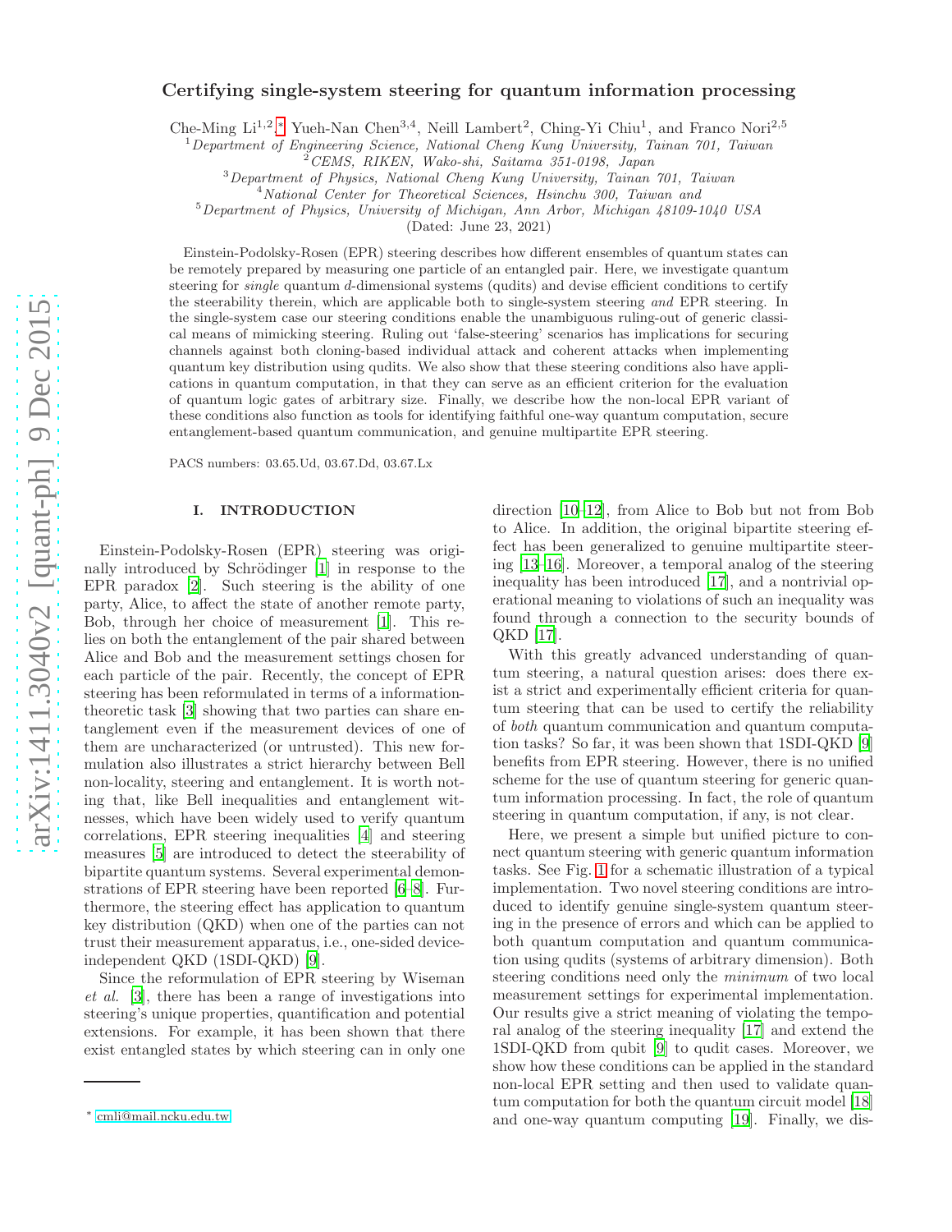# Certifying single-system steering for quantum information processing

Che-Ming Li[1,2,*], Yueh-Nan Chen[3,4], Neill Lambert[2], Ching-Yi Chiu[1], and Franco Nori[2,5]

[1] *Department of Engineering Science, National Cheng Kung University, Tainan 701, Taiwan*
[2] *CEMS, RIKEN, Wako-shi, Saitama 351-0198, Japan*
[3] *Department of Physics, National Cheng Kung University, Tainan 701, Taiwan*
[4] *National Center for Theoretical Sciences, Hsinchu 300, Taiwan and*
[5] *Department of Physics, University of Michigan, Ann Arbor, Michigan 48109-1040 USA*

(Dated: June 23, 2021)

Einstein-Podolsky-Rosen (EPR) steering describes how different ensembles of quantum states can be remotely prepared by measuring one particle of an entangled pair. Here, we investigate quantum steering for *single* quantum $d$-dimensional systems (qudits) and devise efficient conditions to certify the steerability therein, which are applicable both to single-system steering *and* EPR steering. In the single-system case our steering conditions enable the unambiguous ruling-out of generic classical means of mimicking steering. Ruling out 'false-steering' scenarios has implications for securing channels against both cloning-based individual attack and coherent attacks when implementing quantum key distribution using qudits. We also show that these steering conditions also have applications in quantum computation, in that they can serve as an efficient criterion for the evaluation of quantum logic gates of arbitrary size. Finally, we describe how the non-local EPR variant of these conditions also function as tools for identifying faithful one-way quantum computation, secure entanglement-based quantum communication, and genuine multipartite EPR steering.

PACS numbers: 03.65.Ud, 03.67.Dd, 03.67.Lx

## I. INTRODUCTION

Einstein-Podolsky-Rosen (EPR) steering was originally introduced by Schrödinger [1] in response to the EPR paradox [2]. Such steering is the ability of one party, Alice, to affect the state of another remote party, Bob, through her choice of measurement [1]. This relies on both the entanglement of the pair shared between Alice and Bob and the measurement settings chosen for each particle of the pair. Recently, the concept of EPR steering has been reformulated in terms of a information-theoretic task [3] showing that two parties can share entanglement even if the measurement devices of one of them are uncharacterized (or untrusted). This new formulation also illustrates a strict hierarchy between Bell non-locality, steering and entanglement. It is worth noting that, like Bell inequalities and entanglement witnesses, which have been widely used to verify quantum correlations, EPR steering inequalities [4] and steering measures [5] are introduced to detect the steerability of bipartite quantum systems. Several experimental demonstrations of EPR steering have been reported [6–8]. Furthermore, the steering effect has application to quantum key distribution (QKD) when one of the parties can not trust their measurement apparatus, i.e., one-sided device-independent QKD (1SDI-QKD) [9].

Since the reformulation of EPR steering by Wiseman *et al.* [3], there has been a range of investigations into steering's unique properties, quantification and potential extensions. For example, it has been shown that there exist entangled states by which steering can in only one direction [10–12], from Alice to Bob but not from Bob to Alice. In addition, the original bipartite steering effect has been generalized to genuine multipartite steering [13–16]. Moreover, a temporal analog of the steering inequality has been introduced [17], and a nontrivial operational meaning to violations of such an inequality was found through a connection to the security bounds of QKD [17].

With this greatly advanced understanding of quantum steering, a natural question arises: does there exist a strict and experimentally efficient criteria for quantum steering that can be used to certify the reliability of *both* quantum communication and quantum computation tasks? So far, it was been shown that 1SDI-QKD [9] benefits from EPR steering. However, there is no unified scheme for the use of quantum steering for generic quantum information processing. In fact, the role of quantum steering in quantum computation, if any, is not clear.

Here, we present a simple but unified picture to connect quantum steering with generic quantum information tasks. See Fig. 1 for a schematic illustration of a typical implementation. Two novel steering conditions are introduced to identify genuine single-system quantum steering in the presence of errors and which can be applied to both quantum computation and quantum communication using qudits (systems of arbitrary dimension). Both steering conditions need only the *minimum* of two local measurement settings for experimental implementation. Our results give a strict meaning of violating the temporal analog of the steering inequality [17] and extend the 1SDI-QKD from qubit [9] to qudit cases. Moreover, we show how these conditions can be applied in the standard non-local EPR setting and then used to validate quantum computation for both the quantum circuit model [18] and one-way quantum computing [19]. Finally, we dis-

* cmli@mail.ncku.edu.tw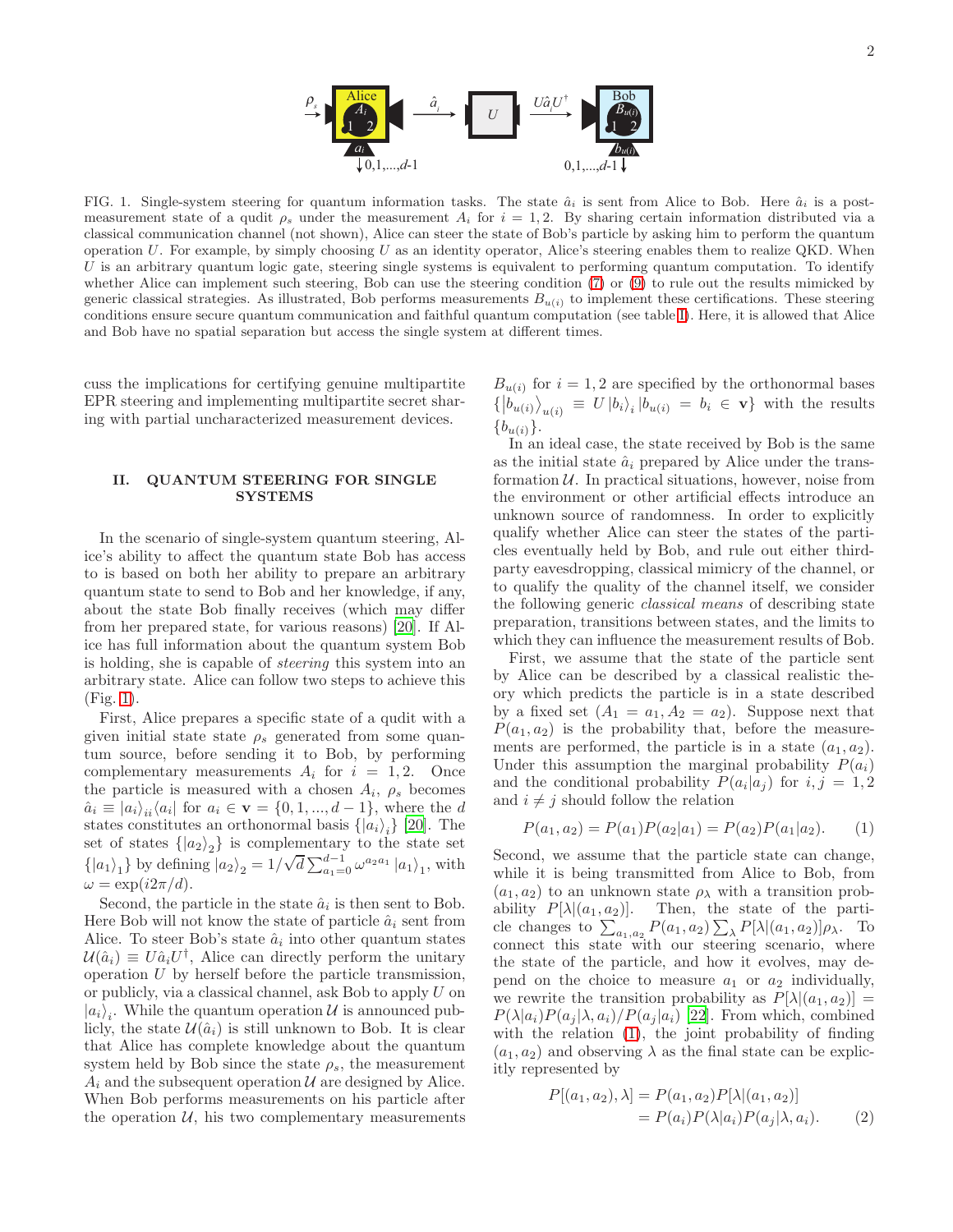FIG. 1. Single-system steering for quantum information tasks. The state $\hat{a}_i$ is sent from Alice to Bob. Here $\hat{a}_i$ is a post-measurement state of a qudit $\rho_s$ under the measurement $A_i$ for $i = 1, 2$. By sharing certain information distributed via a classical communication channel (not shown), Alice can steer the state of Bob's particle by asking him to perform the quantum operation $U$. For example, by simply choosing $U$ as an identity operator, Alice's steering enables them to realize QKD. When $U$ is an arbitrary quantum logic gate, steering single systems is equivalent to performing quantum computation. To identify whether Alice can implement such steering, Bob can use the steering condition (7) or (9) to rule out the results mimicked by generic classical strategies. As illustrated, Bob performs measurements $B_{u(i)}$ to implement these certifications. These steering conditions ensure secure quantum communication and faithful quantum computation (see table I). Here, it is allowed that Alice and Bob have no spatial separation but access the single system at different times.

cuss the implications for certifying genuine multipartite EPR steering and implementing multipartite secret sharing with partial uncharacterized measurement devices.

## II. QUANTUM STEERING FOR SINGLE SYSTEMS

In the scenario of single-system quantum steering, Alice's ability to affect the quantum state Bob has access to is based on both her ability to prepare an arbitrary quantum state to send to Bob and her knowledge, if any, about the state Bob finally receives (which may differ from her prepared state, for various reasons) [20]. If Alice has full information about the quantum system Bob is holding, she is capable of *steering* this system into an arbitrary state. Alice can follow two steps to achieve this (Fig. 1).

First, Alice prepares a specific state of a qudit with a given initial state state $\rho_s$ generated from some quantum source, before sending it to Bob, by performing complementary measurements $A_i$ for $i = 1, 2$. Once the particle is measured with a chosen $A_i$, $\rho_s$ becomes $\hat{a}_i \equiv |a_i\rangle_{ii}\langle a_i|$ for $a_i \in \mathbf{v} = \{0, 1, ..., d-1\}$, where the $d$ states constitutes an orthonormal basis $\{|a_i\rangle_i\}$ [20]. The set of states $\{|a_2\rangle_2\}$ is complementary to the state set $\{|a_1\rangle_1\}$ by defining $|a_2\rangle_2 = 1/\sqrt{d}\sum_{a_1=0}^{d-1}\omega^{a_2 a_1}|a_1\rangle_1$, with $\omega = \exp(i2\pi/d)$.

Second, the particle in the state $\hat{a}_i$ is then sent to Bob. Here Bob will not know the state of particle $\hat{a}_i$ sent from Alice. To steer Bob's state $\hat{a}_i$ into other quantum states $\mathcal{U}(\hat{a}_i) \equiv U\hat{a}_i U^\dagger$, Alice can directly perform the unitary operation $U$ by herself before the particle transmission, or publicly, via a classical channel, ask Bob to apply $U$ on $|a_i\rangle_i$. While the quantum operation $\mathcal{U}$ is announced publicly, the state $\mathcal{U}(\hat{a}_i)$ is still unknown to Bob. It is clear that Alice has complete knowledge about the quantum system held by Bob since the state $\rho_s$, the measurement $A_i$ and the subsequent operation $\mathcal{U}$ are designed by Alice. When Bob performs measurements on his particle after the operation $\mathcal{U}$, his two complementary measurements $B_{u(i)}$ for $i = 1, 2$ are specified by the orthonormal bases $\{|b_{u(i)}\rangle_{u(i)} \equiv U|b_i\rangle_i |b_{u(i)} = b_i \in \mathbf{v}\}$ with the results $\{b_{u(i)}\}$.

In an ideal case, the state received by Bob is the same as the initial state $\hat{a}_i$ prepared by Alice under the transformation $\mathcal{U}$. In practical situations, however, noise from the environment or other artificial effects introduce an unknown source of randomness. In order to explicitly qualify whether Alice can steer the states of the particles eventually held by Bob, and rule out either third-party eavesdropping, classical mimicry of the channel, or to qualify the quality of the channel itself, we consider the following generic *classical means* of describing state preparation, transitions between states, and the limits to which they can influence the measurement results of Bob.

First, we assume that the state of the particle sent by Alice can be described by a classical realistic theory which predicts the particle is in a state described by a fixed set $(A_1 = a_1, A_2 = a_2)$. Suppose next that $P(a_1, a_2)$ is the probability that, before the measurements are performed, the particle is in a state $(a_1, a_2)$. Under this assumption the marginal probability $P(a_i)$ and the conditional probability $P(a_i|a_j)$ for $i, j = 1, 2$ and $i \neq j$ should follow the relation

$$P(a_1, a_2) = P(a_1)P(a_2|a_1) = P(a_2)P(a_1|a_2). \tag{1}$$

Second, we assume that the particle state can change, while it is being transmitted from Alice to Bob, from $(a_1, a_2)$ to an unknown state $\rho_\lambda$ with a transition probability $P[\lambda|(a_1, a_2)]$. Then, the state of the particle changes to $\sum_{a_1,a_2} P(a_1, a_2)\sum_\lambda P[\lambda|(a_1, a_2)]\rho_\lambda$. To connect this state with our steering scenario, where the state of the particle, and how it evolves, may depend on the choice to measure $a_1$ or $a_2$ individually, we rewrite the transition probability as $P[\lambda|(a_1, a_2)] = P(\lambda|a_i)P(a_j|\lambda, a_i)/P(a_j|a_i)$ [22]. From which, combined with the relation (1), the joint probability of finding $(a_1, a_2)$ and observing $\lambda$ as the final state can be explicitly represented by

$$\begin{aligned} P[(a_1, a_2), \lambda] &= P(a_1, a_2)P[\lambda|(a_1, a_2)] \\ &= P(a_i)P(\lambda|a_i)P(a_j|\lambda, a_i). \end{aligned} \tag{2}$$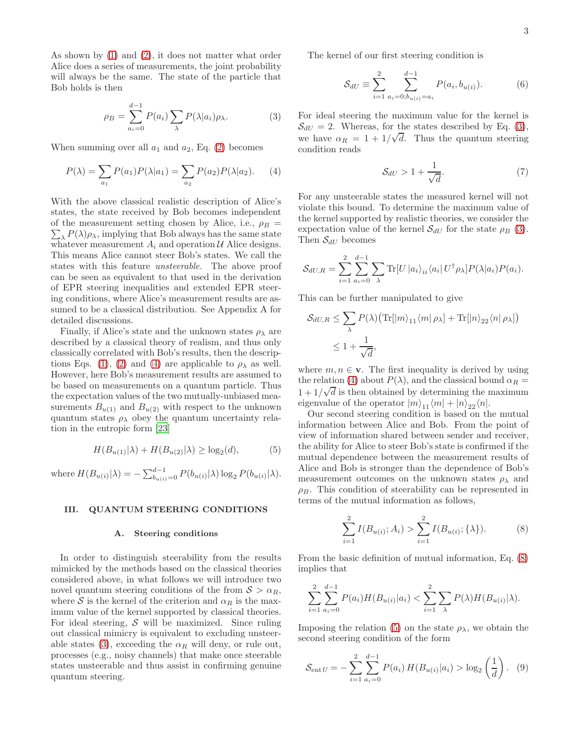As shown by (1) and (2), it does not matter what order Alice does a series of measurements, the joint probability will always be the same. The state of the particle that Bob holds is then

$$\rho_B = \sum_{a_i=0}^{d-1} P(a_i) \sum_{\lambda} P(\lambda|a_i)\rho_\lambda. \tag{3}$$

When summing over all $a_1$ and $a_2$, Eq. (2) becomes

$$P(\lambda) = \sum_{a_1} P(a_1)P(\lambda|a_1) = \sum_{a_2} P(a_2)P(\lambda|a_2). \tag{4}$$

With the above classical realistic description of Alice's states, the state received by Bob becomes independent of the measurement setting chosen by Alice, i.e., $\rho_B = \sum_\lambda P(\lambda)\rho_\lambda$, implying that Bob always has the same state whatever measurement $A_i$ and operation $\mathcal{U}$ Alice designs. This means Alice cannot steer Bob's states. We call the states with this feature *unsteerable*. The above proof can be seen as equivalent to that used in the derivation of EPR steering inequalities and extended EPR steering conditions, where Alice's measurement results are assumed to be a classical distribution. See Appendix A for detailed discussions.

Finally, if Alice's state and the unknown states $\rho_\lambda$ are described by a classical theory of realism, and thus only classically correlated with Bob's results, then the descriptions Eqs. (1), (2) and (4) are applicable to $\rho_\lambda$ as well. However, here Bob's measurement results are assumed to be based on measurements on a quantum particle. Thus the expectation values of the two mutually-unbiased measurements $B_{u(1)}$ and $B_{u(2)}$ with respect to the unknown quantum states $\rho_\lambda$ obey the quantum uncertainty relation in the entropic form [23]

$$H(B_{u(1)}|\lambda) + H(B_{u(2)}|\lambda) \geq \log_2(d), \tag{5}$$

where $H(B_{u(i)}|\lambda) = -\sum_{b_{u(i)}=0}^{d-1} P(b_{u(i)}|\lambda)\log_2 P(b_{u(i)}|\lambda)$.

## III. QUANTUM STEERING CONDITIONS

### A. Steering conditions

In order to distinguish steerability from the results mimicked by the methods based on the classical theories considered above, in what follows we will introduce two novel quantum steering conditions of the from $\mathcal{S} > \alpha_R$, where $\mathcal{S}$ is the kernel of the criterion and $\alpha_R$ is the maximum value of the kernel supported by classical theories. For ideal steering, $\mathcal{S}$ will be maximized. Since ruling out classical mimicry is equivalent to excluding unsteerable states (3), exceeding the $\alpha_R$ will deny, or rule out, processes (e.g., noisy channels) that make once steerable states unsteerable and thus assist in confirming genuine quantum steering.

The kernel of our first steering condition is

$$\mathcal{S}_{dU} \equiv \sum_{i=1}^{2} \sum_{a_i=0;b_{u(i)}=a_i}^{d-1} P(a_i, b_{u(i)}). \tag{6}$$

For ideal steering the maximum value for the kernel is $\mathcal{S}_{dU} = 2$. Whereas, for the states described by Eq. (3), we have $\alpha_R = 1 + 1/\sqrt{d}$. Thus the quantum steering condition reads

$$\mathcal{S}_{dU} > 1 + \frac{1}{\sqrt{d}}. \tag{7}$$

For any unsteerable states the measured kernel will not violate this bound. To determine the maximum value of the kernel supported by realistic theories, we consider the expectation value of the kernel $\mathcal{S}_{dU}$ for the state $\rho_B$ (3). Then $\mathcal{S}_{dU}$ becomes

$$\mathcal{S}_{dU,R} = \sum_{i=1}^{2}\sum_{a_i=0}^{d-1}\sum_{\lambda} \mathrm{Tr}[U\,|a_i\rangle_{ii}\langle a_i|\,U^\dagger \rho_\lambda]P(\lambda|a_i)P(a_i).$$

This can be further manipulated to give

$$\begin{aligned}\mathcal{S}_{dU,R} &\leq \sum_{\lambda} P(\lambda)\big(\mathrm{Tr}[|m\rangle_{11}\langle m|\,\rho_\lambda] + \mathrm{Tr}[|n\rangle_{22}\langle n|\,\rho_\lambda]\big)\\ &\leq 1 + \frac{1}{\sqrt{d}},\end{aligned}$$

where $m, n \in \mathbf{v}$. The first inequality is derived by using the relation (4) about $P(\lambda)$, and the classical bound $\alpha_R = 1 + 1/\sqrt{d}$ is then obtained by determining the maximum eigenvalue of the operator $|m\rangle_{11}\langle m| + |n\rangle_{22}\langle n|$.

Our second steering condition is based on the mutual information between Alice and Bob. From the point of view of information shared between sender and receiver, the ability for Alice to steer Bob's state is confirmed if the mutual dependence between the measurement results of Alice and Bob is stronger than the dependence of Bob's measurement outcomes on the unknown states $\rho_\lambda$ and $\rho_B$. This condition of steerability can be represented in terms of the mutual information as follows,

$$\sum_{i=1}^{2} I(B_{u(i)}; A_i) > \sum_{i=1}^{2} I(B_{u(i)}; \{\lambda\}). \tag{8}$$

From the basic definition of mutual information, Eq. (8) implies that

$$\sum_{i=1}^{2}\sum_{a_i=0}^{d-1} P(a_i)H(B_{u(i)}|a_i) < \sum_{i=1}^{2}\sum_{\lambda} P(\lambda)H(B_{u(i)}|\lambda).$$

Imposing the relation (5) on the state $\rho_\lambda$, we obtain the second steering condition of the form

$$\mathcal{S}_{\mathrm{ent}\,U} = -\sum_{i=1}^{2}\sum_{a_i=0}^{d-1} P(a_i)\,H(B_{u(i)}|a_i) > \log_2\left(\frac{1}{d}\right). \tag{9}$$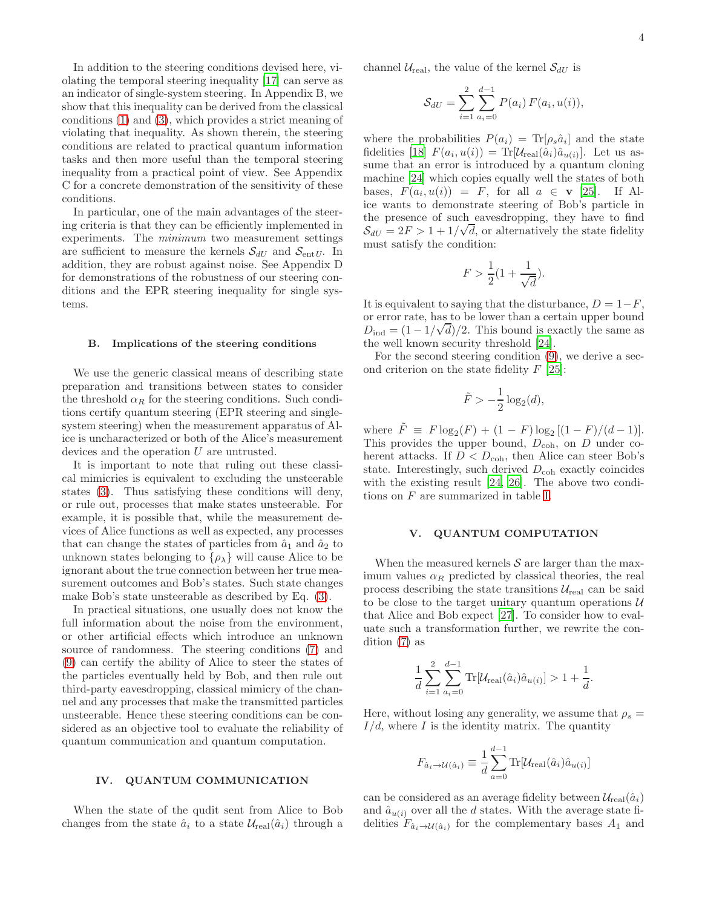In addition to the steering conditions devised here, violating the temporal steering inequality [17] can serve as an indicator of single-system steering. In Appendix B, we show that this inequality can be derived from the classical conditions (1) and (3), which provides a strict meaning of violating that inequality. As shown therein, the steering conditions are related to practical quantum information tasks and then more useful than the temporal steering inequality from a practical point of view. See Appendix C for a concrete demonstration of the sensitivity of these conditions.

In particular, one of the main advantages of the steering criteria is that they can be efficiently implemented in experiments. The *minimum* two measurement settings are sufficient to measure the kernels $\mathcal{S}_{dU}$ and $\mathcal{S}_{\text{ent}U}$. In addition, they are robust against noise. See Appendix D for demonstrations of the robustness of our steering conditions and the EPR steering inequality for single systems.

### B. Implications of the steering conditions

We use the generic classical means of describing state preparation and transitions between states to consider the threshold $\alpha_R$ for the steering conditions. Such conditions certify quantum steering (EPR steering and single-system steering) when the measurement apparatus of Alice is uncharacterized or both of the Alice's measurement devices and the operation $U$ are untrusted.

It is important to note that ruling out these classical mimicries is equivalent to excluding the unsteerable states (3). Thus satisfying these conditions will deny, or rule out, processes that make states unsteerable. For example, it is possible that, while the measurement devices of Alice functions as well as expected, any processes that can change the states of particles from $\hat{a}_1$ and $\hat{a}_2$ to unknown states belonging to $\{\rho_\lambda\}$ will cause Alice to be ignorant about the true connection between her true measurement outcomes and Bob's states. Such state changes make Bob's state unsteerable as described by Eq. (3).

In practical situations, one usually does not know the full information about the noise from the environment, or other artificial effects which introduce an unknown source of randomness. The steering conditions (7) and (9) can certify the ability of Alice to steer the states of the particles eventually held by Bob, and then rule out third-party eavesdropping, classical mimicry of the channel and any processes that make the transmitted particles unsteerable. Hence these steering conditions can be considered as an objective tool to evaluate the reliability of quantum communication and quantum computation.

## IV. QUANTUM COMMUNICATION

When the state of the qudit sent from Alice to Bob changes from the state $\hat{a}_i$ to a state $\mathcal{U}_{\text{real}}(\hat{a}_i)$ through a channel $\mathcal{U}_{\text{real}}$, the value of the kernel $\mathcal{S}_{dU}$ is

$$\mathcal{S}_{dU} = \sum_{i=1}^{2}\sum_{a_i=0}^{d-1} P(a_i)\, F(a_i, u(i)),$$

where the probabilities $P(a_i) = \text{Tr}[\rho_s \hat{a}_i]$ and the state fidelities [18] $F(a_i, u(i)) = \text{Tr}[\mathcal{U}_{\text{real}}(\hat{a}_i)\hat{a}_{u(i)}]$. Let us assume that an error is introduced by a quantum cloning machine [24] which copies equally well the states of both bases, $F(a_i, u(i)) = F$, for all $a \in \mathbf{v}$ [25]. If Alice wants to demonstrate steering of Bob's particle in the presence of such eavesdropping, they have to find $\mathcal{S}_{dU} = 2F > 1 + 1/\sqrt{d}$, or alternatively the state fidelity must satisfy the condition:

$$F > \frac{1}{2}(1 + \frac{1}{\sqrt{d}}).$$

It is equivalent to saying that the disturbance, $D = 1 - F$, or error rate, has to be lower than a certain upper bound $D_{\text{ind}} = (1 - 1/\sqrt{d})/2$. This bound is exactly the same as the well known security threshold [24].

For the second steering condition (9), we derive a second criterion on the state fidelity $F$ [25]:

$$\tilde{F} > -\frac{1}{2}\log_2(d),$$

where $\tilde{F} \equiv F\log_2(F) + (1 - F)\log_2[(1 - F)/(d - 1)]$. This provides the upper bound, $D_{\text{coh}}$, on $D$ under coherent attacks. If $D < D_{\text{coh}}$, then Alice can steer Bob's state. Interestingly, such derived $D_{\text{coh}}$ exactly coincides with the existing result [24, 26]. The above two conditions on $F$ are summarized in table I.

## V. QUANTUM COMPUTATION

When the measured kernels $\mathcal{S}$ are larger than the maximum values $\alpha_R$ predicted by classical theories, the real process describing the state transitions $\mathcal{U}_{\text{real}}$ can be said to be close to the target unitary quantum operations $\mathcal{U}$ that Alice and Bob expect [27]. To consider how to evaluate such a transformation further, we rewrite the condition (7) as

$$\frac{1}{d}\sum_{i=1}^{2}\sum_{a_i=0}^{d-1}\text{Tr}[\mathcal{U}_{\text{real}}(\hat{a}_i)\hat{a}_{u(i)}] > 1 + \frac{1}{d}.$$

Here, without losing any generality, we assume that $\rho_s = I/d$, where $I$ is the identity matrix. The quantity

$$F_{\hat{a}_i\rightarrow\mathcal{U}(\hat{a}_i)} \equiv \frac{1}{d}\sum_{a=0}^{d-1}\text{Tr}[\mathcal{U}_{\text{real}}(\hat{a}_i)\hat{a}_{u(i)}]$$

can be considered as an average fidelity between $\mathcal{U}_{\text{real}}(\hat{a}_i)$ and $\hat{a}_{u(i)}$ over all the $d$ states. With the average state fidelities $F_{\hat{a}_i\rightarrow\mathcal{U}(\hat{a}_i)}$ for the complementary bases $A_1$ and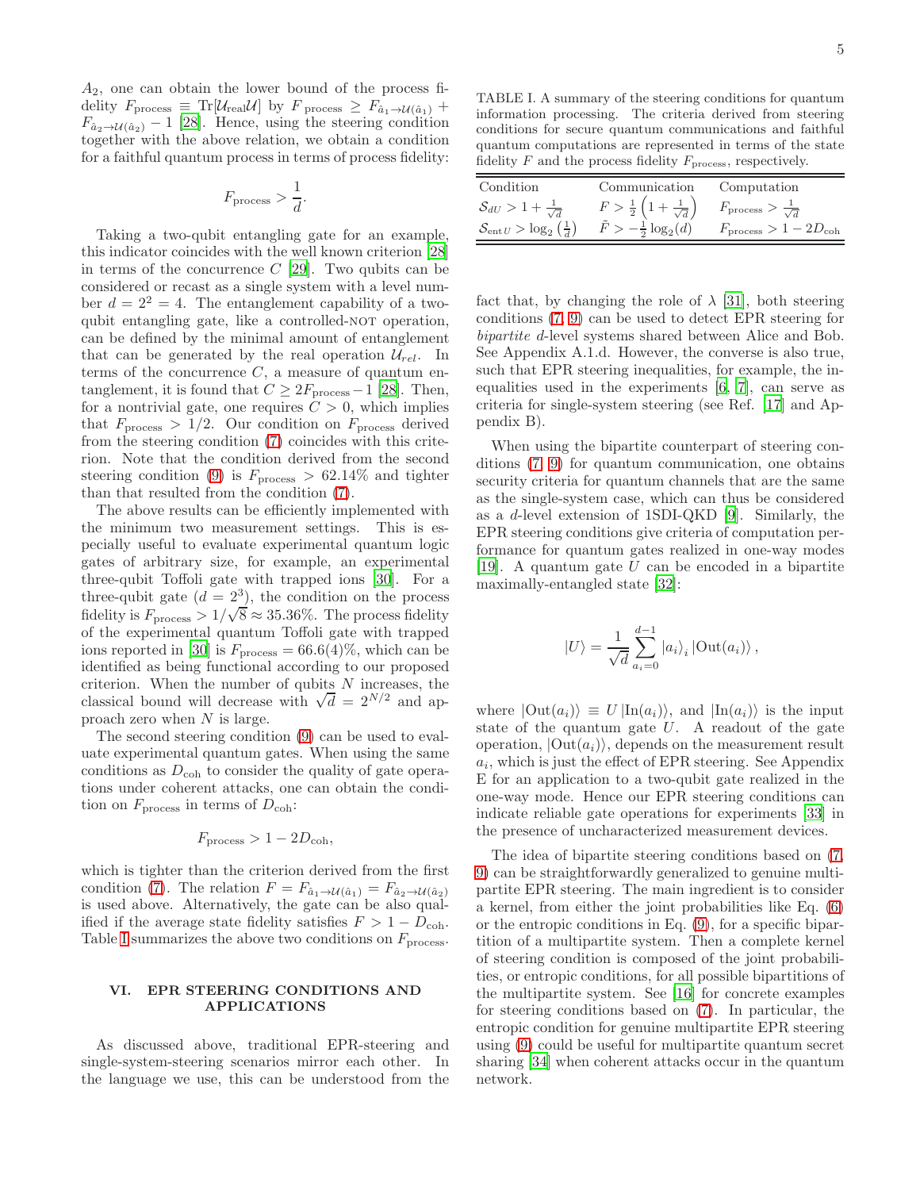$A_2$, one can obtain the lower bound of the process fidelity $F_{\text{process}} \equiv \text{Tr}[\mathcal{U}_{\text{real}}\mathcal{U}]$ by $F_{\text{process}} \geq F_{\hat{a}_1 \to \mathcal{U}(\hat{a}_1)} + F_{\hat{a}_2 \to \mathcal{U}(\hat{a}_2)} - 1$ [28]. Hence, using the steering condition together with the above relation, we obtain a condition for a faithful quantum process in terms of process fidelity:

$$F_{\text{process}} > \frac{1}{d}.$$

Taking a two-qubit entangling gate for an example, this indicator coincides with the well known criterion [28] in terms of the concurrence $C$ [29]. Two qubits can be considered or recast as a single system with a level number $d = 2^2 = 4$. The entanglement capability of a two-qubit entangling gate, like a controlled-NOT operation, can be defined by the minimal amount of entanglement that can be generated by the real operation $\mathcal{U}_{rel}$. In terms of the concurrence $C$, a measure of quantum entanglement, it is found that $C \geq 2F_{\text{process}} - 1$ [28]. Then, for a nontrivial gate, one requires $C > 0$, which implies that $F_{\text{process}} > 1/2$. Our condition on $F_{\text{process}}$ derived from the steering condition (7) coincides with this criterion. Note that the condition derived from the second steering condition (9) is $F_{\text{process}} > 62.14\%$ and tighter than that resulted from the condition (7).

The above results can be efficiently implemented with the minimum two measurement settings. This is especially useful to evaluate experimental quantum logic gates of arbitrary size, for example, an experimental three-qubit Toffoli gate with trapped ions [30]. For a three-qubit gate ($d = 2^3$), the condition on the process fidelity is $F_{\text{process}} > 1/\sqrt{8} \approx 35.36\%$. The process fidelity of the experimental quantum Toffoli gate with trapped ions reported in [30] is $F_{\text{process}} = 66.6(4)\%$, which can be identified as being functional according to our proposed criterion. When the number of qubits $N$ increases, the classical bound will decrease with $\sqrt{d} = 2^{N/2}$ and approach zero when $N$ is large.

The second steering condition (9) can be used to evaluate experimental quantum gates. When using the same conditions as $D_{\text{coh}}$ to consider the quality of gate operations under coherent attacks, one can obtain the condition on $F_{\text{process}}$ in terms of $D_{\text{coh}}$:

$$F_{\text{process}} > 1 - 2D_{\text{coh}},$$

which is tighter than the criterion derived from the first condition (7). The relation $F = F_{\hat{a}_1 \to \mathcal{U}(\hat{a}_1)} = F_{\hat{a}_2 \to \mathcal{U}(\hat{a}_2)}$ is used above. Alternatively, the gate can be also qualified if the average state fidelity satisfies $F > 1 - D_{\text{coh}}$. Table I summarizes the above two conditions on $F_{\text{process}}$.

## VI. EPR STEERING CONDITIONS AND APPLICATIONS

As discussed above, traditional EPR-steering and single-system-steering scenarios mirror each other. In the language we use, this can be understood from the fact that, by changing the role of $\lambda$ [31], both steering conditions (7, 9) can be used to detect EPR steering for *bipartite* $d$-level systems shared between Alice and Bob. See Appendix A.1.d. However, the converse is also true, such that EPR steering inequalities, for example, the inequalities used in the experiments [6, 7], can serve as criteria for single-system steering (see Ref. [17] and Appendix B).

TABLE I. A summary of the steering conditions for quantum information processing. The criteria derived from steering conditions for secure quantum communications and faithful quantum computations are represented in terms of the state fidelity $F$ and the process fidelity $F_{\text{process}}$, respectively.

| Condition | Communication | Computation |
|---|---|---|
| $\mathcal{S}_{dU} > 1 + \frac{1}{\sqrt{d}}$ | $F > \frac{1}{2}\left(1 + \frac{1}{\sqrt{d}}\right)$ | $F_{\text{process}} > \frac{1}{\sqrt{d}}$ |
| $\mathcal{S}_{\text{ent}U} > \log_2\left(\frac{1}{d}\right)$ | $\tilde{F} > -\frac{1}{2}\log_2(d)$ | $F_{\text{process}} > 1 - 2D_{\text{coh}}$ |

When using the bipartite counterpart of steering conditions (7, 9) for quantum communication, one obtains security criteria for quantum channels that are the same as the single-system case, which can thus be considered as a $d$-level extension of 1SDI-QKD [9]. Similarly, the EPR steering conditions give criteria of computation performance for quantum gates realized in one-way modes [19]. A quantum gate $U$ can be encoded in a bipartite maximally-entangled state [32]:

$$|U\rangle = \frac{1}{\sqrt{d}} \sum_{a_i=0}^{d-1} |a_i\rangle_i \, |\text{Out}(a_i)\rangle \,,$$

where $|\text{Out}(a_i)\rangle \equiv U\,|\text{In}(a_i)\rangle$, and $|\text{In}(a_i)\rangle$ is the input state of the quantum gate $U$. A readout of the gate operation, $|\text{Out}(a_i)\rangle$, depends on the measurement result $a_i$, which is just the effect of EPR steering. See Appendix E for an application to a two-qubit gate realized in the one-way mode. Hence our EPR steering conditions can indicate reliable gate operations for experiments [33] in the presence of uncharacterized measurement devices.

The idea of bipartite steering conditions based on (7, 9) can be straightforwardly generalized to genuine multipartite EPR steering. The main ingredient is to consider a kernel, from either the joint probabilities like Eq. (6) or the entropic conditions in Eq. (9), for a specific bipartition of a multipartite system. Then a complete kernel of steering condition is composed of the joint probabilities, or entropic conditions, for all possible bipartitions of the multipartite system. See [16] for concrete examples for steering conditions based on (7). In particular, the entropic condition for genuine multipartite EPR steering using (9) could be useful for multipartite quantum secret sharing [34] when coherent attacks occur in the quantum network.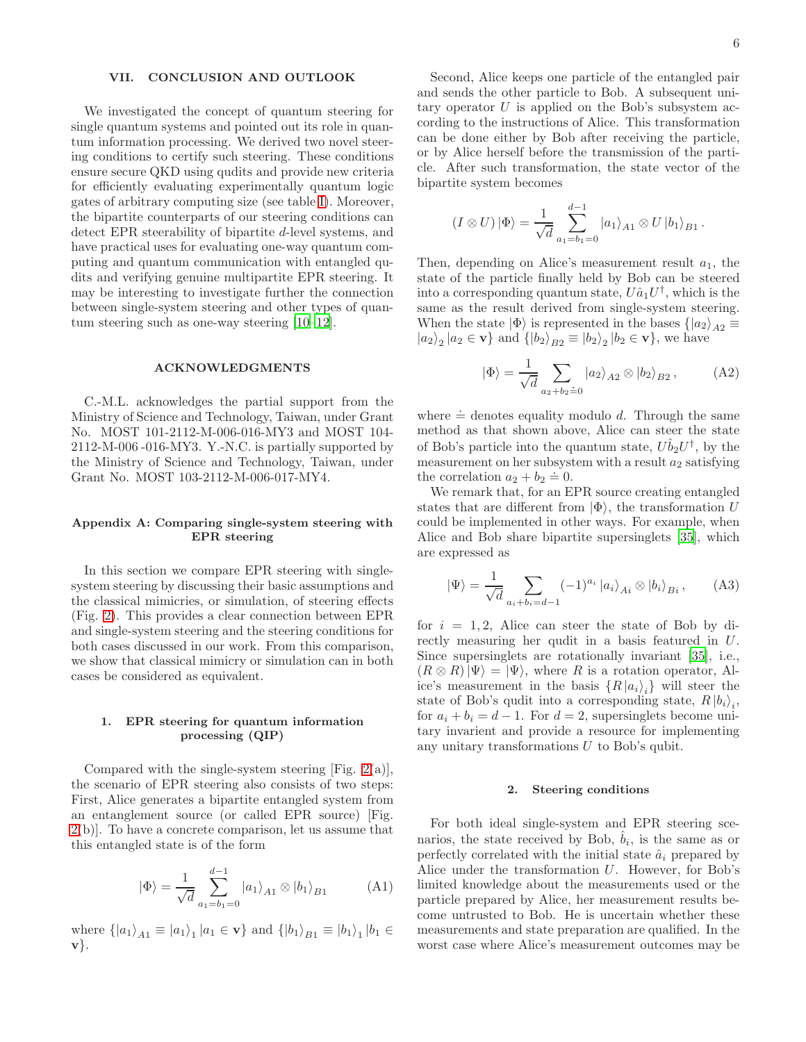## VII. CONCLUSION AND OUTLOOK

We investigated the concept of quantum steering for single quantum systems and pointed out its role in quantum information processing. We derived two novel steering conditions to certify such steering. These conditions ensure secure QKD using qudits and provide new criteria for efficiently evaluating experimentally quantum logic gates of arbitrary computing size (see table I). Moreover, the bipartite counterparts of our steering conditions can detect EPR steerability of bipartite $d$-level systems, and have practical uses for evaluating one-way quantum computing and quantum communication with entangled qudits and verifying genuine multipartite EPR steering. It may be interesting to investigate further the connection between single-system steering and other types of quantum steering such as one-way steering [10–12].

## ACKNOWLEDGMENTS

C.-M.L. acknowledges the partial support from the Ministry of Science and Technology, Taiwan, under Grant No. MOST 101-2112-M-006-016-MY3 and MOST 104-2112-M-006 -016-MY3. Y.-N.C. is partially supported by the Ministry of Science and Technology, Taiwan, under Grant No. MOST 103-2112-M-006-017-MY4.

### Appendix A: Comparing single-system steering with EPR steering

In this section we compare EPR steering with single-system steering by discussing their basic assumptions and the classical mimicries, or simulation, of steering effects (Fig. 2). This provides a clear connection between EPR and single-system steering and the steering conditions for both cases discussed in our work. From this comparison, we show that classical mimicry or simulation can in both cases be considered as equivalent.

#### 1. EPR steering for quantum information processing (QIP)

Compared with the single-system steering [Fig. 2(a)], the scenario of EPR steering also consists of two steps: First, Alice generates a bipartite entangled system from an entanglement source (or called EPR source) [Fig. 2(b)]. To have a concrete comparison, let us assume that this entangled state is of the form

$$|\Phi\rangle = \frac{1}{\sqrt{d}}\sum_{a_1=b_1=0}^{d-1} |a_1\rangle_{A1} \otimes |b_1\rangle_{B1} \qquad \text{(A1)}$$

where $\{|a_1\rangle_{A1} \equiv |a_1\rangle_1 \, | a_1 \in \mathbf{v}\}$ and $\{|b_1\rangle_{B1} \equiv |b_1\rangle_1 \, | b_1 \in \mathbf{v}\}$.

Second, Alice keeps one particle of the entangled pair and sends the other particle to Bob. A subsequent unitary operator $U$ is applied on the Bob's subsystem according to the instructions of Alice. This transformation can be done either by Bob after receiving the particle, or by Alice herself before the transmission of the particle. After such transformation, the state vector of the bipartite system becomes

$$(I \otimes U)\,|\Phi\rangle = \frac{1}{\sqrt{d}}\sum_{a_1=b_1=0}^{d-1} |a_1\rangle_{A1} \otimes U\,|b_1\rangle_{B1}\,.$$

Then, depending on Alice's measurement result $a_1$, the state of the particle finally held by Bob can be steered into a corresponding quantum state, $U\hat{a}_1U^\dagger$, which is the same as the result derived from single-system steering. When the state $|\Phi\rangle$ is represented in the bases $\{|a_2\rangle_{A2} \equiv |a_2\rangle_2 \, | a_2 \in \mathbf{v}\}$ and $\{|b_2\rangle_{B2} \equiv |b_2\rangle_2 \, | b_2 \in \mathbf{v}\}$, we have

$$|\Phi\rangle = \frac{1}{\sqrt{d}}\sum_{a_2+b_2 \doteq 0} |a_2\rangle_{A2} \otimes |b_2\rangle_{B2}\,, \qquad \text{(A2)}$$

where $\doteq$ denotes equality modulo $d$. Through the same method as that shown above, Alice can steer the state of Bob's particle into the quantum state, $U\hat{b}_2U^\dagger$, by the measurement on her subsystem with a result $a_2$ satisfying the correlation $a_2 + b_2 \doteq 0$.

We remark that, for an EPR source creating entangled states that are different from $|\Phi\rangle$, the transformation $U$ could be implemented in other ways. For example, when Alice and Bob share bipartite supersinglets [35], which are expressed as

$$|\Psi\rangle = \frac{1}{\sqrt{d}}\sum_{a_i+b_i=d-1} (-1)^{a_i}\,|a_i\rangle_{Ai} \otimes |b_i\rangle_{Bi}\,, \qquad \text{(A3)}$$

for $i = 1, 2$, Alice can steer the state of Bob by directly measuring her qudit in a basis featured in $U$. Since supersinglets are rotationally invariant [35], i.e., $(R \otimes R)\,|\Psi\rangle = |\Psi\rangle$, where $R$ is a rotation operator, Alice's measurement in the basis $\{R\,|a_i\rangle_i\}$ will steer the state of Bob's qudit into a corresponding state, $R\,|b_i\rangle_i$, for $a_i + b_i = d-1$. For $d = 2$, supersinglets become unitary invarient and provide a resource for implementing any unitary transformations $U$ to Bob's qubit.

#### 2. Steering conditions

For both ideal single-system and EPR steering scenarios, the state received by Bob, $\hat{b}_i$, is the same as or perfectly correlated with the initial state $\hat{a}_i$ prepared by Alice under the transformation $U$. However, for Bob's limited knowledge about the measurements used or the particle prepared by Alice, her measurement results become untrusted to Bob. He is uncertain whether these measurements and state preparation are qualified. In the worst case where Alice's measurement outcomes may be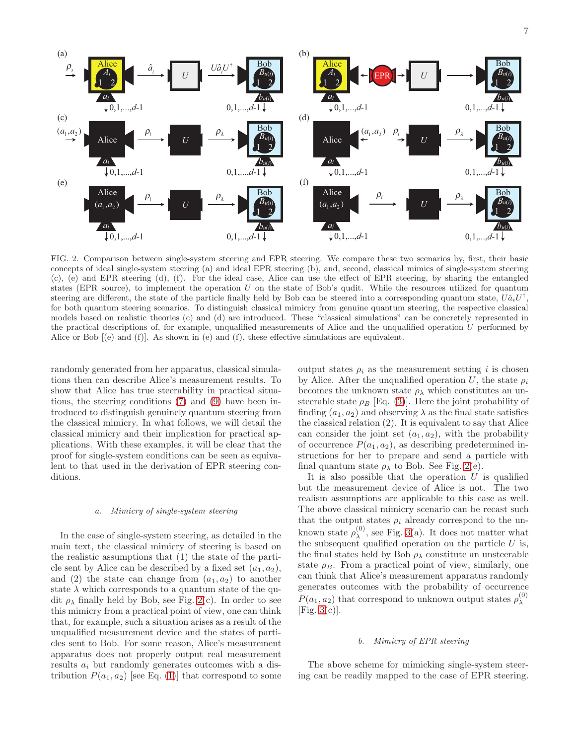FIG. 2. Comparison between single-system steering and EPR steering. We compare these two scenarios by, first, their basic concepts of ideal single-system steering (a) and ideal EPR steering (b), and, second, classical mimics of single-system steering (c), (e) and EPR steering (d), (f). For the ideal case, Alice can use the effect of EPR steering, by sharing the entangled states (EPR source), to implement the operation $U$ on the state of Bob's qudit. While the resources utilized for quantum steering are different, the state of the particle finally held by Bob can be steered into a corresponding quantum state, $U\hat{a}_iU^\dagger$, for both quantum steering scenarios. To distinguish classical mimicry from genuine quantum steering, the respective classical models based on realistic theories (c) and (d) are introduced. These "classical simulations" can be concretely represented in the practical descriptions of, for example, unqualified measurements of Alice and the unqualified operation $U$ performed by Alice or Bob [(e) and (f)]. As shown in (e) and (f), these effective simulations are equivalent.

randomly generated from her apparatus, classical simulations then can describe Alice's measurement results. To show that Alice has true steerability in practical situations, the steering conditions (7) and (9) have been introduced to distinguish genuinely quantum steering from the classical mimicry. In what follows, we will detail the classical mimicry and their implication for practical applications. With these examples, it will be clear that the proof for single-system conditions can be seen as equivalent to that used in the derivation of EPR steering conditions.

### *a. Mimicry of single-system steering*

In the case of single-system steering, as detailed in the main text, the classical mimicry of steering is based on the realistic assumptions that (1) the state of the particle sent by Alice can be described by a fixed set $(a_1, a_2)$, and (2) the state can change from $(a_1, a_2)$ to another state $\lambda$ which corresponds to a quantum state of the qudit $\rho_\lambda$ finally held by Bob, see Fig. 2(c). In order to see this mimicry from a practical point of view, one can think that, for example, such a situation arises as a result of the unqualified measurement device and the states of particles sent to Bob. For some reason, Alice's measurement apparatus does not properly output real measurement results $a_i$ but randomly generates outcomes with a distribution $P(a_1, a_2)$ [see Eq. (1)] that correspond to some output states $\rho_i$ as the measurement setting $i$ is chosen by Alice. After the unqualified operation $U$, the state $\rho_i$ becomes the unknown state $\rho_\lambda$ which constitutes an unsteerable state $\rho_B$ [Eq. (3)]. Here the joint probability of finding $(a_1, a_2)$ and observing $\lambda$ as the final state satisfies the classical relation (2). It is equivalent to say that Alice can consider the joint set $(a_1, a_2)$, with the probability of occurrence $P(a_1, a_2)$, as describing predetermined instructions for her to prepare and send a particle with final quantum state $\rho_\lambda$ to Bob. See Fig. 2(e).

It is also possible that the operation $U$ is qualified but the measurement device of Alice is not. The two realism assumptions are applicable to this case as well. The above classical mimicry scenario can be recast such that the output states $\rho_i$ already correspond to the unknown state $\rho_\lambda^{(0)}$, see Fig. 3(a). It does not matter what the subsequent qualified operation on the particle $U$ is, the final states held by Bob $\rho_\lambda$ constitute an unsteerable state $\rho_B$. From a practical point of view, similarly, one can think that Alice's measurement apparatus randomly generates outcomes with the probability of occurrence $P(a_1, a_2)$ that correspond to unknown output states $\rho_\lambda^{(0)}$ [Fig. 3(c)].

### *b. Mimicry of EPR steering*

The above scheme for mimicking single-system steering can be readily mapped to the case of EPR steering.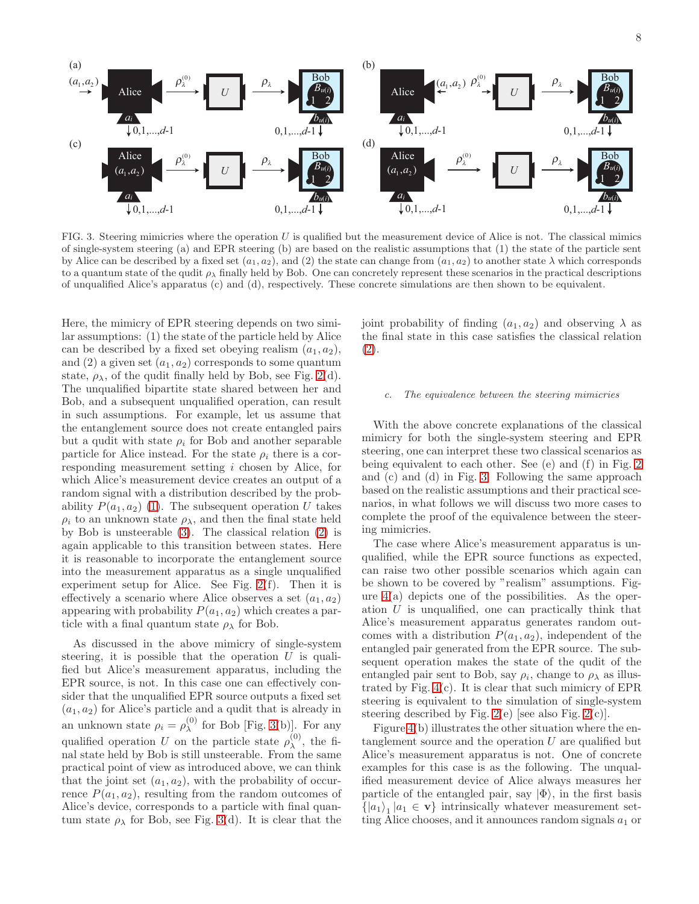FIG. 3. Steering mimicries where the operation $U$ is qualified but the measurement device of Alice is not. The classical mimics of single-system steering (a) and EPR steering (b) are based on the realistic assumptions that (1) the state of the particle sent by Alice can be described by a fixed set $(a_1, a_2)$, and (2) the state can change from $(a_1, a_2)$ to another state $\lambda$ which corresponds to a quantum state of the qudit $\rho_\lambda$ finally held by Bob. One can concretely represent these scenarios in the practical descriptions of unqualified Alice's apparatus (c) and (d), respectively. These concrete simulations are then shown to be equivalent.

Here, the mimicry of EPR steering depends on two similar assumptions: (1) the state of the particle held by Alice can be described by a fixed set obeying realism $(a_1, a_2)$, and (2) a given set $(a_1, a_2)$ corresponds to some quantum state, $\rho_\lambda$, of the qudit finally held by Bob, see Fig. 2(d). The unqualified bipartite state shared between her and Bob, and a subsequent unqualified operation, can result in such assumptions. For example, let us assume that the entanglement source does not create entangled pairs but a qudit with state $\rho_i$ for Bob and another separable particle for Alice instead. For the state $\rho_i$ there is a corresponding measurement setting $i$ chosen by Alice, for which Alice's measurement device creates an output of a random signal with a distribution described by the probability $P(a_1, a_2)$ (1). The subsequent operation $U$ takes $\rho_i$ to an unknown state $\rho_\lambda$, and then the final state held by Bob is unsteerable (3). The classical relation (2) is again applicable to this transition between states. Here it is reasonable to incorporate the entanglement source into the measurement apparatus as a single unqualified experiment setup for Alice. See Fig. 2(f). Then it is effectively a scenario where Alice observes a set $(a_1, a_2)$ appearing with probability $P(a_1, a_2)$ which creates a particle with a final quantum state $\rho_\lambda$ for Bob.

As discussed in the above mimicry of single-system steering, it is possible that the operation $U$ is qualified but Alice's measurement apparatus, including the EPR source, is not. In this case one can effectively consider that the unqualified EPR source outputs a fixed set $(a_1, a_2)$ for Alice's particle and a qudit that is already in an unknown state $\rho_i = \rho_\lambda^{(0)}$ for Bob [Fig. 3(b)]. For any qualified operation $U$ on the particle state $\rho_\lambda^{(0)}$, the final state held by Bob is still unsteerable. From the same practical point of view as introduced above, we can think that the joint set $(a_1, a_2)$, with the probability of occurrence $P(a_1, a_2)$, resulting from the random outcomes of Alice's device, corresponds to a particle with final quantum state $\rho_\lambda$ for Bob, see Fig. 3(d). It is clear that the joint probability of finding $(a_1, a_2)$ and observing $\lambda$ as the final state in this case satisfies the classical relation (2).

#### *c. The equivalence between the steering mimicries*

With the above concrete explanations of the classical mimicry for both the single-system steering and EPR steering, one can interpret these two classical scenarios as being equivalent to each other. See (e) and (f) in Fig. 2 and (c) and (d) in Fig. 3. Following the same approach based on the realistic assumptions and their practical scenarios, in what follows we will discuss two more cases to complete the proof of the equivalence between the steering mimicries.

The case where Alice's measurement apparatus is unqualified, while the EPR source functions as expected, can raise two other possible scenarios which again can be shown to be covered by "realism" assumptions. Figure 4(a) depicts one of the possibilities. As the operation $U$ is unqualified, one can practically think that Alice's measurement apparatus generates random outcomes with a distribution $P(a_1, a_2)$, independent of the entangled pair generated from the EPR source. The subsequent operation makes the state of the qudit of the entangled pair sent to Bob, say $\rho_i$, change to $\rho_\lambda$ as illustrated by Fig. 4(c). It is clear that such mimicry of EPR steering is equivalent to the simulation of single-system steering described by Fig. 2(e) [see also Fig. 2(c)].

Figure 4(b) illustrates the other situation where the entanglement source and the operation $U$ are qualified but Alice's measurement apparatus is not. One of concrete examples for this case is as the following. The unqualified measurement device of Alice always measures her particle of the entangled pair, say $|\Phi\rangle$, in the first basis $\{|a_1\rangle_1 | a_1 \in \mathbf{v}\}$ intrinsically whatever measurement setting Alice chooses, and it announces random signals $a_1$ or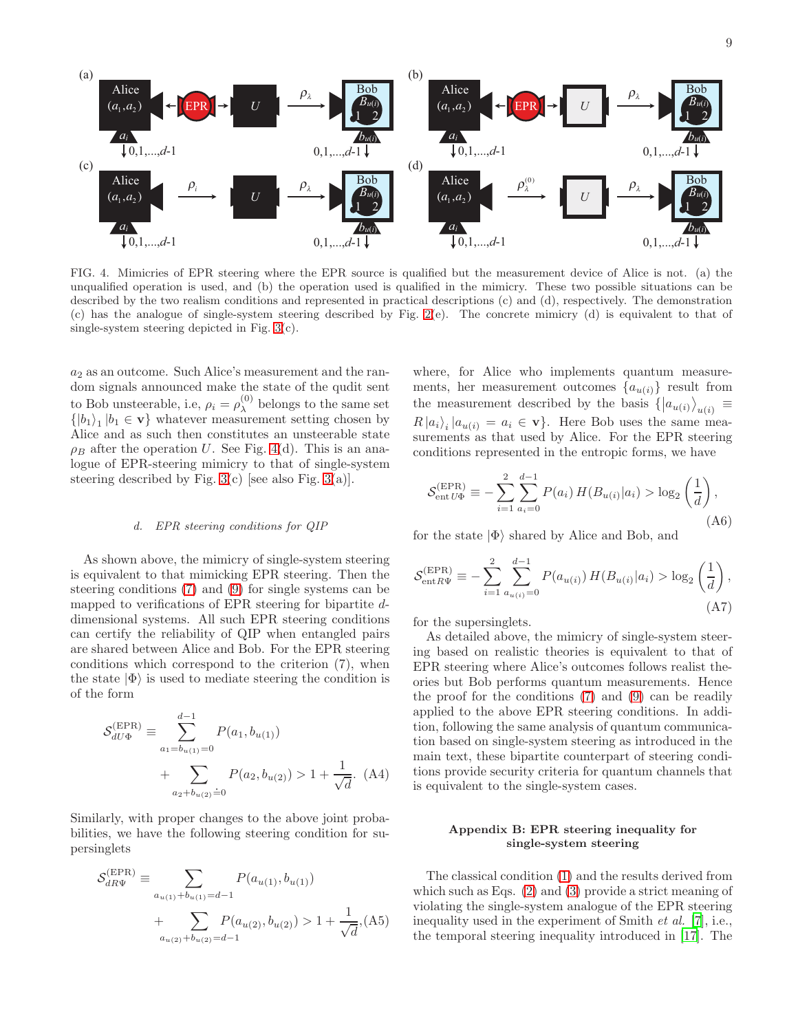FIG. 4. Mimicries of EPR steering where the EPR source is qualified but the measurement device of Alice is not. (a) the unqualified operation is used, and (b) the operation used is qualified in the mimicry. These two possible situations can be described by the two realism conditions and represented in practical descriptions (c) and (d), respectively. The demonstration (c) has the analogue of single-system steering described by Fig. 2(e). The concrete mimicry (d) is equivalent to that of single-system steering depicted in Fig. 3(c).

$a_2$ as an outcome. Such Alice's measurement and the random signals announced make the state of the qudit sent to Bob unsteerable, i.e, $\rho_i = \rho_\lambda^{(0)}$ belongs to the same set $\{|b_1\rangle_1 | b_1 \in \mathbf{v}\}$ whatever measurement setting chosen by Alice and as such then constitutes an unsteerable state $\rho_B$ after the operation $U$. See Fig. 4(d). This is an analogue of EPR-steering mimicry to that of single-system steering described by Fig. 3(c) [see also Fig. 3(a)].

#### d. EPR steering conditions for QIP

As shown above, the mimicry of single-system steering is equivalent to that mimicking EPR steering. Then the steering conditions (7) and (9) for single systems can be mapped to verifications of EPR steering for bipartite $d$-dimensional systems. All such EPR steering conditions can certify the reliability of QIP when entangled pairs are shared between Alice and Bob. For the EPR steering conditions which correspond to the criterion (7), when the state $|\Phi\rangle$ is used to mediate steering the condition is of the form

$$\mathcal{S}_{dU\Phi}^{(\mathrm{EPR})} \equiv \sum_{a_1=b_{u(1)}=0}^{d-1} P(a_1, b_{u(1)}) + \sum_{a_2+b_{u(2)}\doteq 0} P(a_2, b_{u(2)}) > 1 + \frac{1}{\sqrt{d}}. \quad \text{(A4)}$$

Similarly, with proper changes to the above joint probabilities, we have the following steering condition for supersinglets

$$\mathcal{S}_{dR\Psi}^{(\mathrm{EPR})} \equiv \sum_{a_{u(1)}+b_{u(1)}=d-1} P(a_{u(1)}, b_{u(1)}) + \sum_{a_{u(2)}+b_{u(2)}=d-1} P(a_{u(2)}, b_{u(2)}) > 1 + \frac{1}{\sqrt{d}}, \quad \text{(A5)}$$

where, for Alice who implements quantum measurements, her measurement outcomes $\{a_{u(i)}\}$ result from the measurement described by the basis $\{|a_{u(i)}\rangle_{u(i)} \equiv R|a_i\rangle_i | a_{u(i)} = a_i \in \mathbf{v}\}$. Here Bob uses the same measurements as that used by Alice. For the EPR steering conditions represented in the entropic forms, we have

$$\mathcal{S}_{\mathrm{ent}\,U\Phi}^{(\mathrm{EPR})} \equiv -\sum_{i=1}^{2} \sum_{a_i=0}^{d-1} P(a_i)\, H(B_{u(i)}|a_i) > \log_2\left(\frac{1}{d}\right), \quad \text{(A6)}$$

for the state $|\Phi\rangle$ shared by Alice and Bob, and

$$\mathcal{S}_{\mathrm{ent}R\Psi}^{(\mathrm{EPR})} \equiv -\sum_{i=1}^{2} \sum_{a_{u(i)}=0}^{d-1} P(a_{u(i)})\, H(B_{u(i)}|a_i) > \log_2\left(\frac{1}{d}\right), \quad \text{(A7)}$$

for the supersinglets.

As detailed above, the mimicry of single-system steering based on realistic theories is equivalent to that of EPR steering where Alice's outcomes follows realist theories but Bob performs quantum measurements. Hence the proof for the conditions (7) and (9) can be readily applied to the above EPR steering conditions. In addition, following the same analysis of quantum communication based on single-system steering as introduced in the main text, these bipartite counterpart of steering conditions provide security criteria for quantum channels that is equivalent to the single-system cases.

### Appendix B: EPR steering inequality for single-system steering

The classical condition (1) and the results derived from which such as Eqs. (2) and (3) provide a strict meaning of violating the single-system analogue of the EPR steering inequality used in the experiment of Smith *et al.* [7], i.e., the temporal steering inequality introduced in [17]. The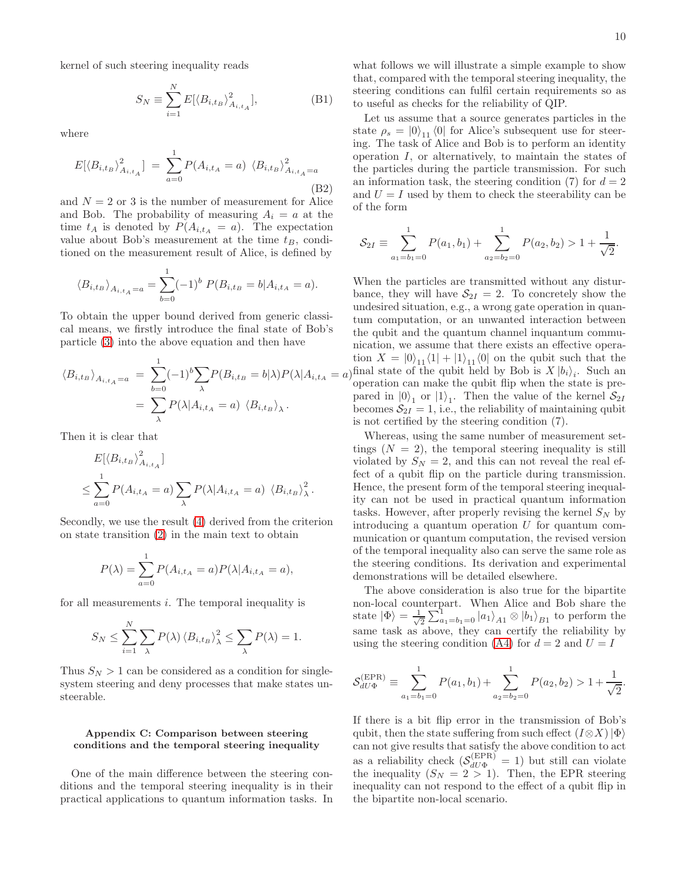kernel of such steering inequality reads

$$S_N \equiv \sum_{i=1}^{N} E[\langle B_{i,t_B}\rangle^2_{A_{i,t_A}}], \tag{B1}$$

where

$$E[\langle B_{i,t_B}\rangle^2_{A_{i,t_A}}] = \sum_{a=0}^{1} P(A_{i,t_A}=a)\ \langle B_{i,t_B}\rangle^2_{A_{i,t_A}=a} \tag{B2}$$

and $N=2$ or 3 is the number of measurement for Alice and Bob. The probability of measuring $A_i = a$ at the time $t_A$ is denoted by $P(A_{i,t_A}=a)$. The expectation value about Bob's measurement at the time $t_B$, conditioned on the measurement result of Alice, is defined by

$$\langle B_{i,t_B}\rangle_{A_{i,t_A}=a} = \sum_{b=0}^{1}(-1)^b\ P(B_{i,t_B}=b|A_{i,t_A}=a).$$

To obtain the upper bound derived from generic classical means, we firstly introduce the final state of Bob's particle (3) into the above equation and then have

$$\begin{aligned}\langle B_{i,t_B}\rangle_{A_{i,t_A}=a} &= \sum_{b=0}^{1}(-1)^b\sum_{\lambda}P(B_{i,t_B}=b|\lambda)P(\lambda|A_{i,t_A}=a)\\ &= \sum_{\lambda}P(\lambda|A_{i,t_A}=a)\ \langle B_{i,t_B}\rangle_{\lambda}.\end{aligned}$$

Then it is clear that

$$\begin{aligned}&E[\langle B_{i,t_B}\rangle^2_{A_{i,t_A}}]\\ &\leq \sum_{a=0}^{1}P(A_{i,t_A}=a)\sum_{\lambda}P(\lambda|A_{i,t_A}=a)\ \langle B_{i,t_B}\rangle^2_{\lambda}.\end{aligned}$$

Secondly, we use the result (4) derived from the criterion on state transition (2) in the main text to obtain

$$P(\lambda)=\sum_{a=0}^{1}P(A_{i,t_A}=a)P(\lambda|A_{i,t_A}=a),$$

for all measurements $i$. The temporal inequality is

$$S_N \leq \sum_{i=1}^{N}\sum_{\lambda}P(\lambda)\,\langle B_{i,t_B}\rangle^2_{\lambda} \leq \sum_{\lambda}P(\lambda)=1.$$

Thus $S_N > 1$ can be considered as a condition for single-system steering and deny processes that make states unsteerable.

## Appendix C: Comparison between steering conditions and the temporal steering inequality

One of the main difference between the steering conditions and the temporal steering inequality is in their practical applications to quantum information tasks. In what follows we will illustrate a simple example to show that, compared with the temporal steering inequality, the steering conditions can fulfil certain requirements so as to useful as checks for the reliability of QIP.

Let us assume that a source generates particles in the state $\rho_s = |0\rangle_{11}\langle 0|$ for Alice's subsequent use for steering. The task of Alice and Bob is to perform an identity operation $I$, or alternatively, to maintain the states of the particles during the particle transmission. For such an information task, the steering condition (7) for $d=2$ and $U=I$ used by them to check the steerability can be of the form

$$\mathcal{S}_{2I} \equiv \sum_{a_1=b_1=0}^{1}P(a_1,b_1)+\sum_{a_2=b_2=0}^{1}P(a_2,b_2) > 1+\frac{1}{\sqrt{2}}.$$

When the particles are transmitted without any disturbance, they will have $\mathcal{S}_{2I}=2$. To concretely show the undesired situation, e.g., a wrong gate operation in quantum computation, or an unwanted interaction between the qubit and the quantum channel inquantum communication, we assume that there exists an effective operation $X = |0\rangle_{11}\langle 1| + |1\rangle_{11}\langle 0|$ on the qubit such that the final state of the qubit held by Bob is $X|b_i\rangle_i$. Such an operation can make the qubit flip when the state is prepared in $|0\rangle_1$ or $|1\rangle_1$. Then the value of the kernel $\mathcal{S}_{2I}$ becomes $\mathcal{S}_{2I}=1$, i.e., the reliability of maintaining qubit is not certified by the steering condition (7).

Whereas, using the same number of measurement settings ($N=2$), the temporal steering inequality is still violated by $S_N=2$, and this can not reveal the real effect of a qubit flip on the particle during transmission. Hence, the present form of the temporal steering inequality can not be used in practical quantum information tasks. However, after properly revising the kernel $S_N$ by introducing a quantum operation $U$ for quantum communication or quantum computation, the revised version of the temporal inequality also can serve the same role as the steering conditions. Its derivation and experimental demonstrations will be detailed elsewhere.

The above consideration is also true for the bipartite non-local counterpart. When Alice and Bob share the state $|\Phi\rangle = \frac{1}{\sqrt{2}}\sum_{a_1=b_1=0}^{1}|a_1\rangle_{A1}\otimes|b_1\rangle_{B1}$ to perform the same task as above, they can certify the reliability by using the steering condition (A4) for $d=2$ and $U=I$

$$\mathcal{S}^{(\text{EPR})}_{dU\Phi} \equiv \sum_{a_1=b_1=0}^{1}P(a_1,b_1)+\sum_{a_2=b_2=0}^{1}P(a_2,b_2) > 1+\frac{1}{\sqrt{2}}.$$

If there is a bit flip error in the transmission of Bob's qubit, then the state suffering from such effect $(I\otimes X)|\Phi\rangle$ can not give results that satisfy the above condition to act as a reliability check ($\mathcal{S}^{(\text{EPR})}_{dU\Phi}=1$) but still can violate the inequality ($S_N = 2 > 1$). Then, the EPR steering inequality can not respond to the effect of a qubit flip in the bipartite non-local scenario.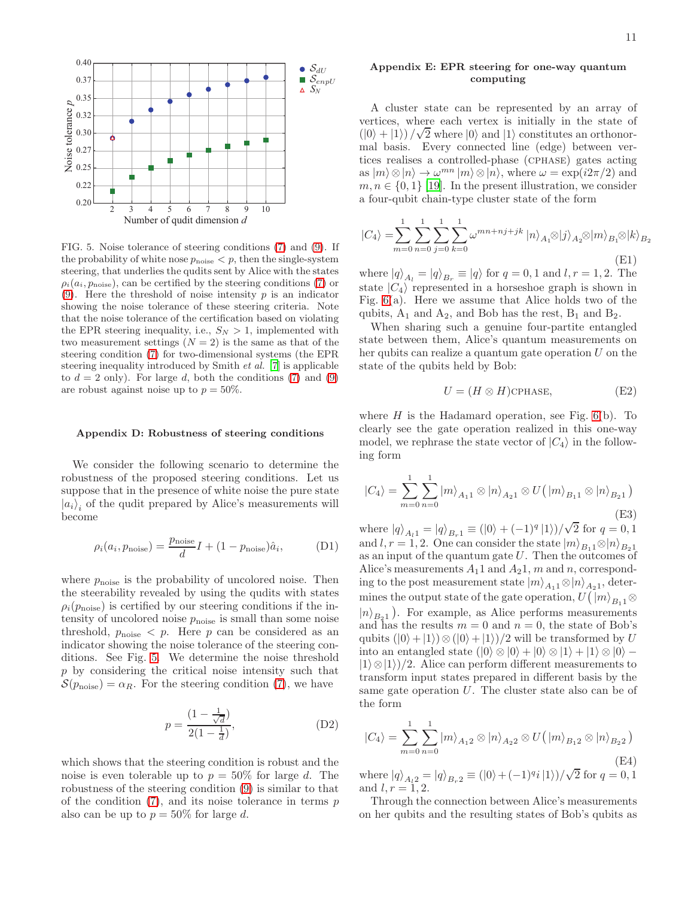FIG. 5. Noise tolerance of steering conditions (7) and (9). If the probability of white nose $p_{\rm noise} < p$, then the single-system steering, that underlies the qudits sent by Alice with the states $\rho_i(a_i, p_{\rm noise})$, can be certified by the steering conditions (7) or (9). Here the threshold of noise intensity $p$ is an indicator showing the noise tolerance of these steering criteria. Note that the noise tolerance of the certification based on violating the EPR steering inequality, i.e., $S_N > 1$, implemented with two measurement settings ($N = 2$) is the same as that of the steering condition (7) for two-dimensional systems (the EPR steering inequality introduced by Smith *et al.* [7] is applicable to $d = 2$ only). For large $d$, both the conditions (7) and (9) are robust against noise up to $p = 50\%$.

### Appendix D: Robustness of steering conditions

We consider the following scenario to determine the robustness of the proposed steering conditions. Let us suppose that in the presence of white noise the pure state $|a_i\rangle_i$ of the qudit prepared by Alice's measurements will become

$$\rho_i(a_i, p_{\rm noise}) = \frac{p_{\rm noise}}{d} I + (1 - p_{\rm noise})\hat{a}_i, \tag{D1}$$

where $p_{\rm noise}$ is the probability of uncolored noise. Then the steerability revealed by using the qudits with states $\rho_i(p_{\rm noise})$ is certified by our steering conditions if the intensity of uncolored noise $p_{\rm noise}$ is small than some noise threshold, $p_{\rm noise} < p$. Here $p$ can be considered as an indicator showing the noise tolerance of the steering conditions. See Fig. 5. We determine the noise threshold $p$ by considering the critical noise intensity such that $\mathcal{S}(p_{\rm noise}) = \alpha_R$. For the steering condition (7), we have

$$p = \frac{(1 - \frac{1}{\sqrt{d}})}{2(1 - \frac{1}{d})}, \tag{D2}$$

which shows that the steering condition is robust and the noise is even tolerable up to $p = 50\%$ for large $d$. The robustness of the steering condition (9) is similar to that of the condition (7), and its noise tolerance in terms $p$ also can be up to $p = 50\%$ for large $d$.

### Appendix E: EPR steering for one-way quantum computing

A cluster state can be represented by an array of vertices, where each vertex is initially in the state of $(|0\rangle + |1\rangle)/\sqrt{2}$ where $|0\rangle$ and $|1\rangle$ constitutes an orthonormal basis. Every connected line (edge) between vertices realises a controlled-phase (CPHASE) gates acting as $|m\rangle \otimes |n\rangle \rightarrow \omega^{mn} |m\rangle \otimes |n\rangle$, where $\omega = \exp(i2\pi/2)$ and $m, n \in \{0, 1\}$ [19]. In the present illustration, we consider a four-qubit chain-type cluster state of the form

$$|C_4\rangle = \sum_{m=0}^{1}\sum_{n=0}^{1}\sum_{j=0}^{1}\sum_{k=0}^{1} \omega^{mn+nj+jk} |n\rangle_{A_1} \otimes |j\rangle_{A_2} \otimes |m\rangle_{B_1} \otimes |k\rangle_{B_2} \tag{E1}$$

where $|q\rangle_{A_l} = |q\rangle_{B_r} \equiv |q\rangle$ for $q = 0, 1$ and $l, r = 1, 2$. The state $|C_4\rangle$ represented in a horseshoe graph is shown in Fig. 6(a). Here we assume that Alice holds two of the qubits, A$_1$ and A$_2$, and Bob has the rest, B$_1$ and B$_2$.

When sharing such a genuine four-partite entangled state between them, Alice's quantum measurements on her qubits can realize a quantum gate operation $U$ on the state of the qubits held by Bob:

$$U = (H \otimes H)\text{CPHASE}, \tag{E2}$$

where $H$ is the Hadamard operation, see Fig. 6(b). To clearly see the gate operation realized in this one-way model, we rephrase the state vector of $|C_4\rangle$ in the following form

$$|C_4\rangle = \sum_{m=0}^{1}\sum_{n=0}^{1} |m\rangle_{A_1 1} \otimes |n\rangle_{A_2 1} \otimes U\big(|m\rangle_{B_1 1} \otimes |n\rangle_{B_2 1}\big) \tag{E3}$$

where $|q\rangle_{A_l 1} = |q\rangle_{B_r 1} \equiv (|0\rangle + (-1)^q |1\rangle)/\sqrt{2}$ for $q = 0, 1$ and $l, r = 1, 2$. One can consider the state $|m\rangle_{B_1 1} \otimes |n\rangle_{B_2 1}$ as an input of the quantum gate $U$. Then the outcomes of Alice's measurements $A_1 1$ and $A_2 1$, $m$ and $n$, corresponding to the post measurement state $|m\rangle_{A_1 1} \otimes |n\rangle_{A_2 1}$, determines the output state of the gate operation, $U\big(|m\rangle_{B_1 1} \otimes |n\rangle_{B_2 1}\big)$. For example, as Alice performs measurements and has the results $m = 0$ and $n = 0$, the state of Bob's qubits $(|0\rangle + |1\rangle) \otimes (|0\rangle + |1\rangle)/2$ will be transformed by $U$ into an entangled state $(|0\rangle \otimes |0\rangle + |0\rangle \otimes |1\rangle + |1\rangle \otimes |0\rangle - |1\rangle \otimes |1\rangle)/2$. Alice can perform different measurements to transform input states prepared in different basis by the same gate operation $U$. The cluster state also can be of the form

$$|C_4\rangle = \sum_{m=0}^{1}\sum_{n=0}^{1} |m\rangle_{A_1 2} \otimes |n\rangle_{A_2 2} \otimes U\big(|m\rangle_{B_1 2} \otimes |n\rangle_{B_2 2}\big) \tag{E4}$$

where $|q\rangle_{A_l 2} = |q\rangle_{B_r 2} \equiv (|0\rangle + (-1)^q i |1\rangle)/\sqrt{2}$ for $q = 0, 1$ and $l, r = 1, 2$.

Through the connection between Alice's measurements on her qubits and the resulting states of Bob's qubits as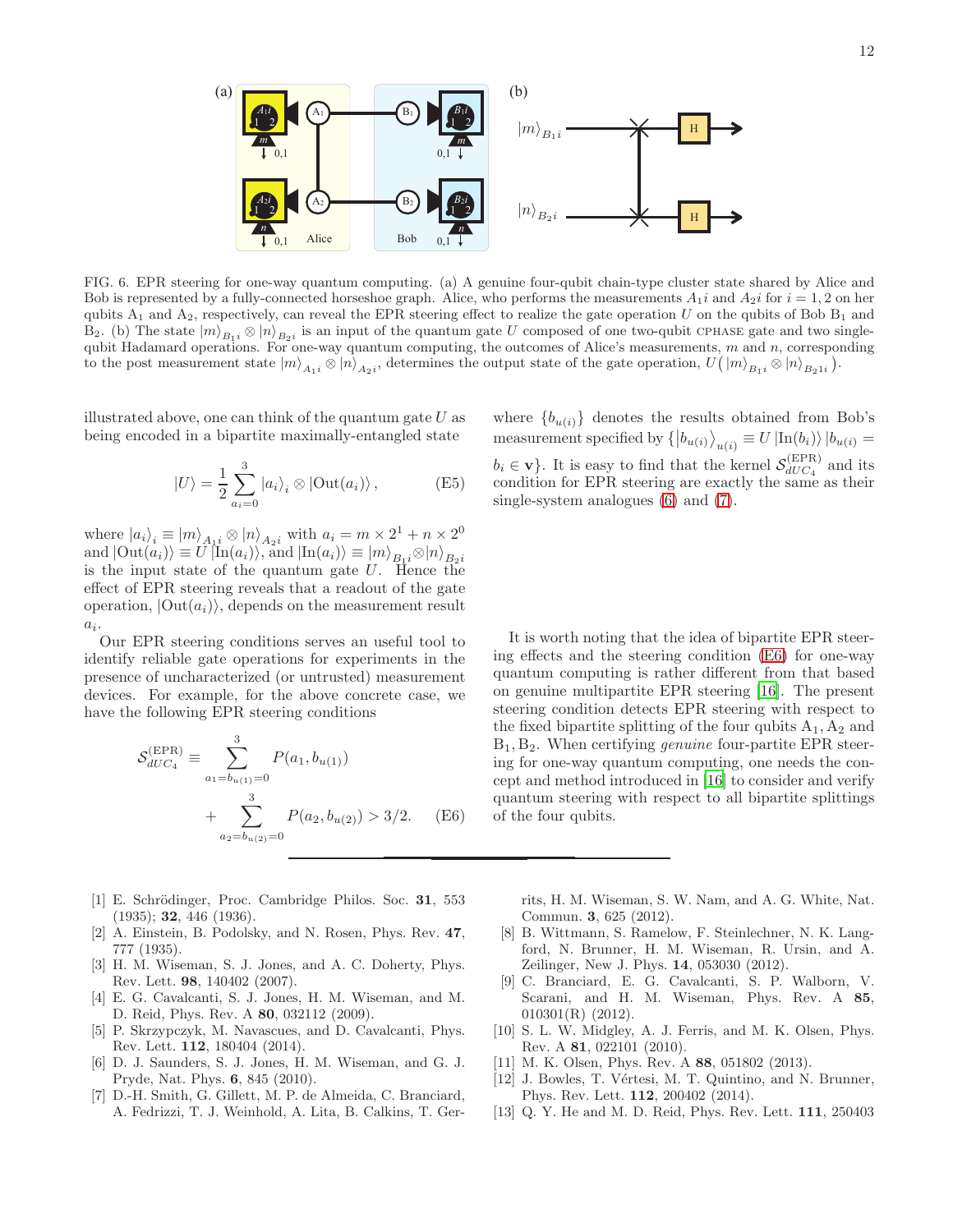FIG. 6. EPR steering for one-way quantum computing. (a) A genuine four-qubit chain-type cluster state shared by Alice and Bob is represented by a fully-connected horseshoe graph. Alice, who performs the measurements $A_1 i$ and $A_2 i$ for $i = 1, 2$ on her qubits $A_1$ and $A_2$, respectively, can reveal the EPR steering effect to realize the gate operation $U$ on the qubits of Bob $B_1$ and $B_2$. (b) The state $|m\rangle_{B_1 i} \otimes |n\rangle_{B_2 i}$ is an input of the quantum gate $U$ composed of one two-qubit CPHASE gate and two single-qubit Hadamard operations. For one-way quantum computing, the outcomes of Alice's measurements, $m$ and $n$, corresponding to the post measurement state $|m\rangle_{A_1 i} \otimes |n\rangle_{A_2 i}$, determines the output state of the gate operation, $U\big(|m\rangle_{B_1 i} \otimes |n\rangle_{B_2 1 i}\big)$.

illustrated above, one can think of the quantum gate $U$ as being encoded in a bipartite maximally-entangled state

$$|U\rangle = \frac{1}{2}\sum_{a_i=0}^{3} |a_i\rangle_i \otimes |\mathrm{Out}(a_i)\rangle, \tag{E5}$$

where $|a_i\rangle_i \equiv |m\rangle_{A_1 i} \otimes |n\rangle_{A_2 i}$ with $a_i = m \times 2^1 + n \times 2^0$ and $|\mathrm{Out}(a_i)\rangle \equiv U\,|\mathrm{In}(a_i)\rangle$, and $|\mathrm{In}(a_i)\rangle \equiv |m\rangle_{B_1 i} \otimes |n\rangle_{B_2 i}$ is the input state of the quantum gate $U$. Hence the effect of EPR steering reveals that a readout of the gate operation, $|\mathrm{Out}(a_i)\rangle$, depends on the measurement result $a_i$.

Our EPR steering conditions serves an useful tool to identify reliable gate operations for experiments in the presence of uncharacterized (or untrusted) measurement devices. For example, for the above concrete case, we have the following EPR steering conditions

$$\mathcal{S}_{dUC_4}^{(\mathrm{EPR})} \equiv \sum_{a_1=b_{u(1)}=0}^{3} P(a_1, b_{u(1)}) + \sum_{a_2=b_{u(2)}=0}^{3} P(a_2, b_{u(2)}) > 3/2. \tag{E6}$$

where $\{b_{u(i)}\}$ denotes the results obtained from Bob's measurement specified by $\{|b_{u(i)}\rangle_{u(i)} \equiv U\,|\mathrm{In}(b_i)\rangle\,|b_{u(i)} = b_i \in \mathbf{v}\}$. It is easy to find that the kernel $\mathcal{S}_{dUC_4}^{(\mathrm{EPR})}$ and its condition for EPR steering are exactly the same as their single-system analogues (6) and (7).

It is worth noting that the idea of bipartite EPR steering effects and the steering condition (E6) for one-way quantum computing is rather different from that based on genuine multipartite EPR steering [16]. The present steering condition detects EPR steering with respect to the fixed bipartite splitting of the four qubits $A_1, A_2$ and $B_1, B_2$. When certifying *genuine* four-partite EPR steering for one-way quantum computing, one needs the concept and method introduced in [16] to consider and verify quantum steering with respect to all bipartite splittings of the four qubits.

---

[1] E. Schrödinger, Proc. Cambridge Philos. Soc. **31**, 553 (1935); **32**, 446 (1936).

[2] A. Einstein, B. Podolsky, and N. Rosen, Phys. Rev. **47**, 777 (1935).

[3] H. M. Wiseman, S. J. Jones, and A. C. Doherty, Phys. Rev. Lett. **98**, 140402 (2007).

[4] E. G. Cavalcanti, S. J. Jones, H. M. Wiseman, and M. D. Reid, Phys. Rev. A **80**, 032112 (2009).

[5] P. Skrzypczyk, M. Navascues, and D. Cavalcanti, Phys. Rev. Lett. **112**, 180404 (2014).

[6] D. J. Saunders, S. J. Jones, H. M. Wiseman, and G. J. Pryde, Nat. Phys. **6**, 845 (2010).

[7] D.-H. Smith, G. Gillett, M. P. de Almeida, C. Branciard, A. Fedrizzi, T. J. Weinhold, A. Lita, B. Calkins, T. Gerrits, H. M. Wiseman, S. W. Nam, and A. G. White, Nat. Commun. **3**, 625 (2012).

[8] B. Wittmann, S. Ramelow, F. Steinlechner, N. K. Langford, N. Brunner, H. M. Wiseman, R. Ursin, and A. Zeilinger, New J. Phys. **14**, 053030 (2012).

[9] C. Branciard, E. G. Cavalcanti, S. P. Walborn, V. Scarani, and H. M. Wiseman, Phys. Rev. A **85**, 010301(R) (2012).

[10] S. L. W. Midgley, A. J. Ferris, and M. K. Olsen, Phys. Rev. A **81**, 022101 (2010).

[11] M. K. Olsen, Phys. Rev. A **88**, 051802 (2013).

[12] J. Bowles, T. Vértesi, M. T. Quintino, and N. Brunner, Phys. Rev. Lett. **112**, 200402 (2014).

[13] Q. Y. He and M. D. Reid, Phys. Rev. Lett. **111**, 250403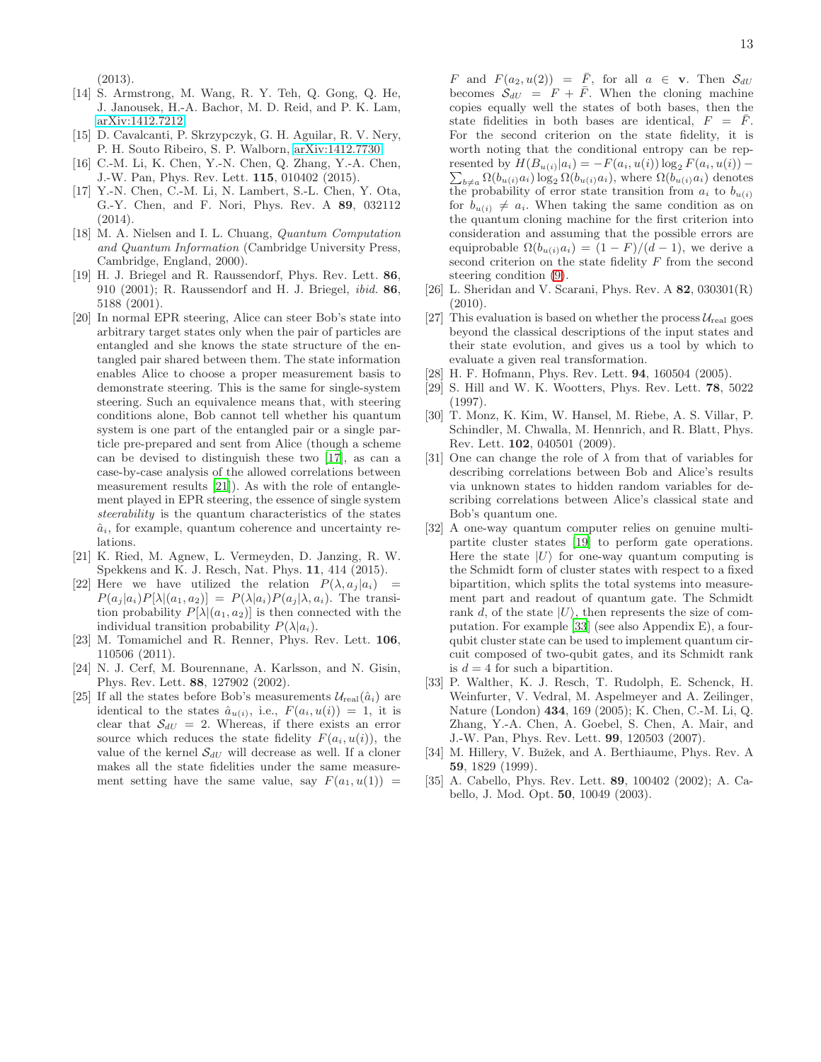(2013).

- [14] S. Armstrong, M. Wang, R. Y. Teh, Q. Gong, Q. He, J. Janousek, H.-A. Bachor, M. D. Reid, and P. K. Lam, arXiv:1412.7212.
- [15] D. Cavalcanti, P. Skrzypczyk, G. H. Aguilar, R. V. Nery, P. H. Souto Ribeiro, S. P. Walborn, arXiv:1412.7730.
- [16] C.-M. Li, K. Chen, Y.-N. Chen, Q. Zhang, Y.-A. Chen, J.-W. Pan, Phys. Rev. Lett. **115**, 010402 (2015).
- [17] Y.-N. Chen, C.-M. Li, N. Lambert, S.-L. Chen, Y. Ota, G.-Y. Chen, and F. Nori, Phys. Rev. A **89**, 032112 (2014).
- [18] M. A. Nielsen and I. L. Chuang, *Quantum Computation and Quantum Information* (Cambridge University Press, Cambridge, England, 2000).
- [19] H. J. Briegel and R. Raussendorf, Phys. Rev. Lett. **86**, 910 (2001); R. Raussendorf and H. J. Briegel, *ibid.* **86**, 5188 (2001).
- [20] In normal EPR steering, Alice can steer Bob's state into arbitrary target states only when the pair of particles are entangled and she knows the state structure of the entangled pair shared between them. The state information enables Alice to choose a proper measurement basis to demonstrate steering. This is the same for single-system steering. Such an equivalence means that, with steering conditions alone, Bob cannot tell whether his quantum system is one part of the entangled pair or a single particle pre-prepared and sent from Alice (though a scheme can be devised to distinguish these two [17], as can a case-by-case analysis of the allowed correlations between measurement results [21]). As with the role of entanglement played in EPR steering, the essence of single system *steerability* is the quantum characteristics of the states $\hat{a}_i$, for example, quantum coherence and uncertainty relations.
- [21] K. Ried, M. Agnew, L. Vermeyden, D. Janzing, R. W. Spekkens and K. J. Resch, Nat. Phys. **11**, 414 (2015).
- [22] Here we have utilized the relation $P(\lambda, a_j|a_i) = P(a_j|a_i)P[\lambda|(a_1,a_2)] = P(\lambda|a_i)P(a_j|\lambda,a_i)$. The transition probability $P[\lambda|(a_1,a_2)]$ is then connected with the individual transition probability $P(\lambda|a_i)$.
- [23] M. Tomamichel and R. Renner, Phys. Rev. Lett. **106**, 110506 (2011).
- [24] N. J. Cerf, M. Bourennane, A. Karlsson, and N. Gisin, Phys. Rev. Lett. **88**, 127902 (2002).
- [25] If all the states before Bob's measurements $\mathcal{U}_{\rm real}(\hat{a}_i)$ are identical to the states $\hat{a}_{u(i)}$, i.e., $F(a_i, u(i)) = 1$, it is clear that $\mathcal{S}_{dU} = 2$. Whereas, if there exists an error source which reduces the state fidelity $F(a_i, u(i))$, the value of the kernel $\mathcal{S}_{dU}$ will decrease as well. If a cloner makes all the state fidelities under the same measurement setting have the same value, say $F(a_1, u(1)) = F$ and $F(a_2, u(2)) = \bar{F}$, for all $a \in \mathbf{v}$. Then $\mathcal{S}_{dU}$ becomes $\mathcal{S}_{dU} = F + \bar{F}$. When the cloning machine copies equally well the states of both bases, then the state fidelities in both bases are identical, $F = \bar{F}$. For the second criterion on the state fidelity, it is worth noting that the conditional entropy can be represented by $H(B_{u(i)}|a_i) = -F(a_i,u(i))\log_2 F(a_i,u(i)) - \sum_{b\neq a}\Omega(b_{u(i)}a_i)\log_2\Omega(b_{u(i)}a_i)$, where $\Omega(b_{u(i)}a_i)$ denotes the probability of error state transition from $a_i$ to $b_{u(i)}$ for $b_{u(i)} \neq a_i$. When taking the same condition as on the quantum cloning machine for the first criterion into consideration and assuming that the possible errors are equiprobable $\Omega(b_{u(i)}a_i) = (1-F)/(d-1)$, we derive a second criterion on the state fidelity $F$ from the second steering condition (9).
- [26] L. Sheridan and V. Scarani, Phys. Rev. A **82**, 030301(R) (2010).
- [27] This evaluation is based on whether the process $\mathcal{U}_{\rm real}$ goes beyond the classical descriptions of the input states and their state evolution, and gives us a tool by which to evaluate a given real transformation.
- [28] H. F. Hofmann, Phys. Rev. Lett. **94**, 160504 (2005).
- [29] S. Hill and W. K. Wootters, Phys. Rev. Lett. **78**, 5022 (1997).
- [30] T. Monz, K. Kim, W. Hansel, M. Riebe, A. S. Villar, P. Schindler, M. Chwalla, M. Hennrich, and R. Blatt, Phys. Rev. Lett. **102**, 040501 (2009).
- [31] One can change the role of $\lambda$ from that of variables for describing correlations between Bob and Alice's results via unknown states to hidden random variables for describing correlations between Alice's classical state and Bob's quantum one.
- [32] A one-way quantum computer relies on genuine multipartite cluster states [19] to perform gate operations. Here the state $|U\rangle$ for one-way quantum computing is the Schmidt form of cluster states with respect to a fixed bipartition, which splits the total systems into measurement part and readout of quantum gate. The Schmidt rank $d$, of the state $|U\rangle$, then represents the size of computation. For example [33] (see also Appendix E), a four-qubit cluster state can be used to implement quantum circuit composed of two-qubit gates, and its Schmidt rank is $d = 4$ for such a bipartition.
- [33] P. Walther, K. J. Resch, T. Rudolph, E. Schenck, H. Weinfurter, V. Vedral, M. Aspelmeyer and A. Zeilinger, Nature (London) **434**, 169 (2005); K. Chen, C.-M. Li, Q. Zhang, Y.-A. Chen, A. Goebel, S. Chen, A. Mair, and J.-W. Pan, Phys. Rev. Lett. **99**, 120503 (2007).
- [34] M. Hillery, V. Bužek, and A. Berthiaume, Phys. Rev. A **59**, 1829 (1999).
- [35] A. Cabello, Phys. Rev. Lett. **89**, 100402 (2002); A. Cabello, J. Mod. Opt. **50**, 10049 (2003).